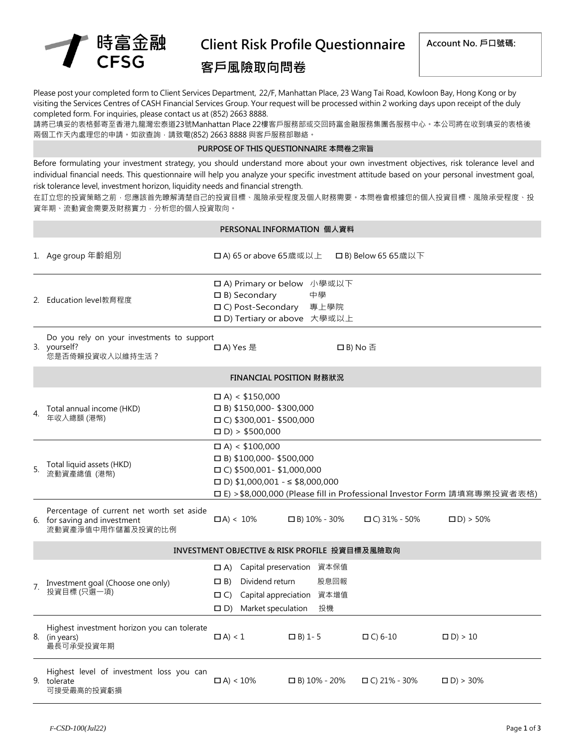# 時富金融 CFSG

# Client Risk Profile Questionnaire
# 客戶風險取向問卷

**Account No. 戶口號碼:**

Please post your completed form to Client Services Department, 22/F, Manhattan Place, 23 Wang Tai Road, Kowloon Bay, Hong Kong or by visiting the Services Centres of CASH Financial Services Group. Your request will be processed within 2 working days upon receipt of the duly completed form. For inquiries, please contact us at (852) 2663 8888.

請將已填妥的表格郵寄至香港九龍灣宏泰道23號Manhattan Place 22樓客戶服務部或交回時富金融服務集團各服務中心。本公司將在收到填妥的表格後兩個工作天內處理您的申請。如欲查詢，請致電(852) 2663 8888 與客戶服務部聯絡。

## PURPOSE OF THIS QUESTIONNAIRE 本問卷之宗旨

Before formulating your investment strategy, you should understand more about your own investment objectives, risk tolerance level and individual financial needs. This questionnaire will help you analyze your specific investment attitude based on your personal investment goal, risk tolerance level, investment horizon, liquidity needs and financial strength.

在訂立您的投資策略之前，您應該首先瞭解清楚自己的投資目標、風險承受程度及個人財務需要。本問卷會根據您的個人投資目標、風險承受程度、投資年期、流動資金需要及財務實力，分析您的個人投資取向。

## PERSONAL INFORMATION 個人資料

1. Age group 年齡組別
   - ☐ A) 65 or above 65歲或以上
   - ☐ B) Below 65 65歲以下

2. Education level教育程度
   - ☐ A) Primary or below 小學或以下
   - ☐ B) Secondary 中學
   - ☐ C) Post-Secondary 專上學院
   - ☐ D) Tertiary or above 大學或以上

3. Do you rely on your investments to support yourself? 您是否倚賴投資收入以維持生活？
   - ☐ A) Yes 是
   - ☐ B) No 否

## FINANCIAL POSITION 財務狀況

4. Total annual income (HKD) 年收入總額 (港幣)
   - ☐ A) < $150,000
   - ☐ B) $150,000- $300,000
   - ☐ C) $300,001- $500,000
   - ☐ D) > $500,000

5. Total liquid assets (HKD) 流動資產總值 (港幣)
   - ☐ A) < $100,000
   - ☐ B) $100,000- $500,000
   - ☐ C) $500,001- $1,000,000
   - ☐ D) $1,000,001 - ≤ $8,000,000
   - ☐ E) >$8,000,000 (Please fill in Professional Investor Form 請填寫專業投資者表格)

6. Percentage of current net worth set aside for saving and investment 流動資產淨值中用作儲蓄及投資的比例
   - ☐ A) < 10%
   - ☐ B) 10% - 30%
   - ☐ C) 31% - 50%
   - ☐ D) > 50%

## INVESTMENT OBJECTIVE & RISK PROFILE 投資目標及風險取向

7. Investment goal (Choose one only) 投資目標 (只選一項)
   - ☐ A) Capital preservation 資本保值
   - ☐ B) Dividend return 股息回報
   - ☐ C) Capital appreciation 資本增值
   - ☐ D) Market speculation 投機

8. Highest investment horizon you can tolerate (in years) 最長可承受投資年期
   - ☐ A) < 1
   - ☐ B) 1- 5
   - ☐ C) 6-10
   - ☐ D) > 10

9. Highest level of investment loss you can tolerate 可接受最高的投資虧損
   - ☐ A) < 10%
   - ☐ B) 10% - 20%
   - ☐ C) 21% - 30%
   - ☐ D) > 30%

*F-CSD-100(Jul22)*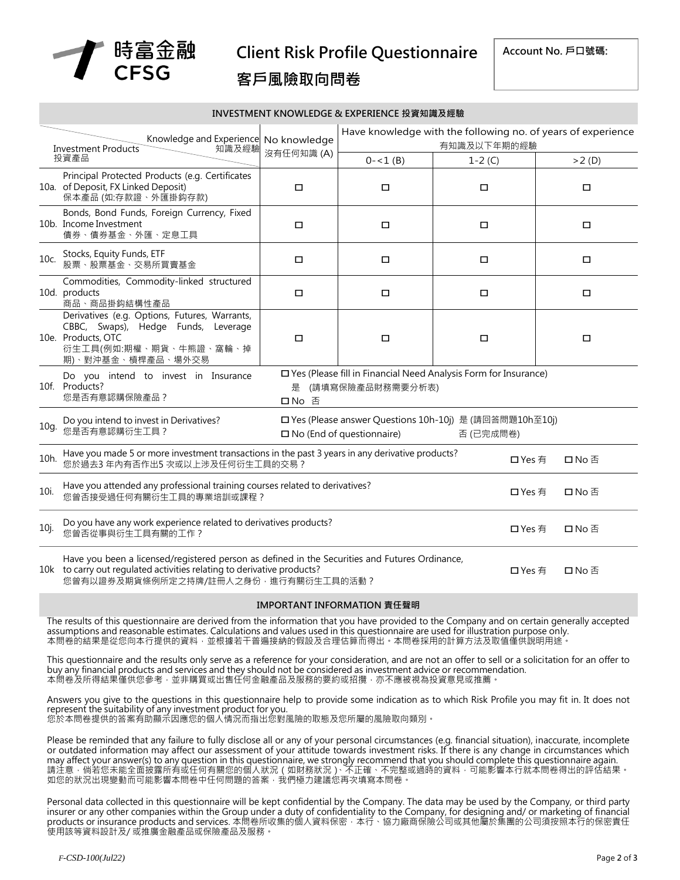# 時富金融 CFSG

# Client Risk Profile Questionnaire
# 客戶風險取向問卷

**Account No. 戶口號碼:**

## INVESTMENT KNOWLEDGE & EXPERIENCE 投資知識及經驗

| Investment Products 投資產品 / Knowledge and Experience 知識及經驗 | No knowledge 沒有任何知識 (A) | Have knowledge with the following no. of years of experience 有知識及以下年期的經驗 | | |
|---|---|---|---|---|
| | | 0-<1 (B) | 1-2 (C) | >2 (D) |
| 10a. Principal Protected Products (e.g. Certificates of Deposit, FX Linked Deposit) 保本產品 (如:存款證、外匯掛鈎存款) | ☐ | ☐ | ☐ | ☐ |
| 10b. Bonds, Bond Funds, Foreign Currency, Fixed Income Investment 債券、債券基金、外匯、定息工具 | ☐ | ☐ | ☐ | ☐ |
| 10c. Stocks, Equity Funds, ETF 股票、股票基金、交易所買賣基金 | ☐ | ☐ | ☐ | ☐ |
| 10d. Commodities, Commodity-linked structured products 商品、商品掛鈎結構性產品 | ☐ | ☐ | ☐ | ☐ |
| 10e. Derivatives (e.g. Options, Futures, Warrants, CBBC, Swaps), Hedge Funds, Leverage Products, OTC 衍生工具(例如:期權、期貨、牛熊證、窩輪、掉期)、對沖基金、槓桿產品、場外交易 | ☐ | ☐ | ☐ | ☐ |

| | | |
|---|---|---|
| 10f. | Do you intend to invest in Insurance Products? 您是否有意認購保險產品？ | ☐ Yes (Please fill in Financial Need Analysis Form for Insurance) 是 (請填寫保險產品財務需要分析表) ☐ No 否 |
| 10g. | Do you intend to invest in Derivatives? 您是否有意認購衍生工具？ | ☐ Yes (Please answer Questions 10h-10j) 是 (請回答問題10h至10j) ☐ No (End of questionnaire) 否 (已完成問卷) |

| | | | |
|---|---|---|---|
| 10h. | Have you made 5 or more investment transactions in the past 3 years in any derivative products? 您於過去3 年內有否作出5 次或以上涉及任何衍生工具的交易？ | ☐ Yes 有 | ☐ No 否 |
| 10i. | Have you attended any professional training courses related to derivatives? 您曾否接受過任何有關衍生工具的專業培訓或課程？ | ☐ Yes 有 | ☐ No 否 |
| 10j. | Do you have any work experience related to derivatives products? 您曾否從事與衍生工具有關的工作？ | ☐ Yes 有 | ☐ No 否 |
| 10k | Have you been a licensed/registered person as defined in the Securities and Futures Ordinance, to carry out regulated activities relating to derivative products? 您曾有以證券及期貨條例所定之持牌/註冊人之身份，進行有關衍生工具的活動？ | ☐ Yes 有 | ☐ No 否 |

## IMPORTANT INFORMATION 責任聲明

The results of this questionnaire are derived from the information that you have provided to the Company and on certain generally accepted assumptions and reasonable estimates. Calculations and values used in this questionnaire are used for illustration purpose only.
本問卷的結果是從您向本行提供的資料，並根據若干普遍接納的假設及合理估算而得出。本問卷採用的計算方法及取值僅供說明用途。

This questionnaire and the results only serve as a reference for your consideration, and are not an offer to sell or a solicitation for an offer to buy any financial products and services and they should not be considered as investment advice or recommendation.
本問卷及所得結果僅供您參考，並非購買或出售任何金融產品及服務的要約或招攬，亦不應被視為投資意見或推薦。

Answers you give to the questions in this questionnaire help to provide some indication as to which Risk Profile you may fit in. It does not represent the suitability of any investment product for you.
您於本問卷提供的答案有助顯示因應您的個人情況而指出您對風險的取態及您所屬的風險取向類別。

Please be reminded that any failure to fully disclose all or any of your personal circumstances (e.g. financial situation), inaccurate, incomplete or outdated information may affect our assessment of your attitude towards investment risks. If there is any change in circumstances which may affect your answer(s) to any question in this questionnaire, we strongly recommend that you should complete this questionnaire again.
請注意，倘若您未能全面披露所有或任何有關您的個人狀況（如財務狀況）、不正確、不完整或過時的資料，可能影響本行就本問卷得出的評估結果。如您的狀況出現變動而可能影響本問卷中任何問題的答案，我們極力建議您再次填寫本問卷。

Personal data collected in this questionnaire will be kept confidential by the Company. The data may be used by the Company, or third party insurer or any other companies within the Group under a duty of confidentiality to the Company, for designing and/ or marketing of financial products or insurance products and services. 本問卷所收集的個人資料保密，本行、協力廠商保險公司或其他屬於集團的公司須按照本行的保密責任使用該等資料設計及/ 或推廣金融產品或保險產品及服務。

*F-CSD-100(Jul22)*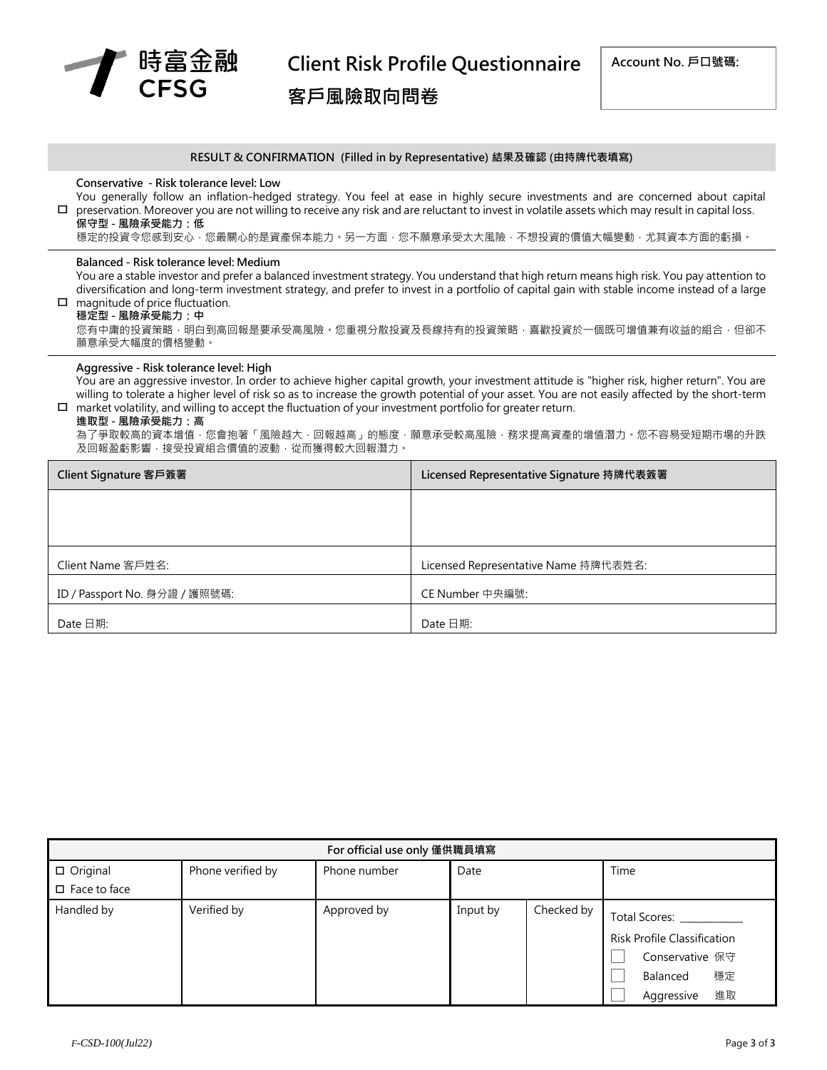時富金融
CFSG

# Client Risk Profile Questionnaire
# 客戶風險取向問卷

| Account No. 戶口號碼: |
|---|
| |

## RESULT & CONFIRMATION (Filled in by Representative) 結果及確認 (由持牌代表填寫)

☐ **Conservative - Risk tolerance level: Low**
You generally follow an inflation-hedged strategy. You feel at ease in highly secure investments and are concerned about capital preservation. Moreover you are not willing to receive any risk and are reluctant to invest in volatile assets which may result in capital loss.
**保守型 - 風險承受能力：低**
穩定的投資令您感到安心，您最關心的是資產保本能力。另一方面，您不願意承受太大風險，不想投資的價值大幅變動，尤其資本方面的虧損。

☐ **Balanced - Risk tolerance level: Medium**
You are a stable investor and prefer a balanced investment strategy. You understand that high return means high risk. You pay attention to diversification and long-term investment strategy, and prefer to invest in a portfolio of capital gain with stable income instead of a large magnitude of price fluctuation.
**穩定型 - 風險承受能力：中**
您有中庸的投資策略，明白到高回報是要承受高風險。您重視分散投資及長線持有的投資策略，喜歡投資於一個既可增值兼有收益的組合，但卻不願意承受大幅度的價格變動。

☐ **Aggressive - Risk tolerance level: High**
You are an aggressive investor. In order to achieve higher capital growth, your investment attitude is "higher risk, higher return". You are willing to tolerate a higher level of risk so as to increase the growth potential of your asset. You are not easily affected by the short-term market volatility, and willing to accept the fluctuation of your investment portfolio for greater return.
**進取型 - 風險承受能力：高**
為了爭取較高的資本增值，您會抱著「風險越大，回報越高」的態度，願意承受較高風險，務求提高資產的增值潛力。您不容易受短期市場的升跌及回報盈虧影響，接受投資組合價值的波動，從而獲得較大回報潛力。

| Client Signature 客戶簽署 | Licensed Representative Signature 持牌代表簽署 |
|---|---|
| | |
| Client Name 客戶姓名: | Licensed Representative Name 持牌代表姓名: |
| ID / Passport No. 身分證 / 護照號碼: | CE Number 中央編號: |
| Date 日期: | Date 日期: |

| For official use only 僅供職員填寫 | | | | | |
|---|---|---|---|---|---|
| ☐ Original<br>☐ Face to face | Phone verified by | Phone number | Date | | Time |
| Handled by | Verified by | Approved by | Input by | Checked by | Total Scores: ___________<br>Risk Profile Classification<br>☐ Conservative 保守<br>☐ Balanced 穩定<br>☐ Aggressive 進取 |

*F-CSD-100(Jul22)*